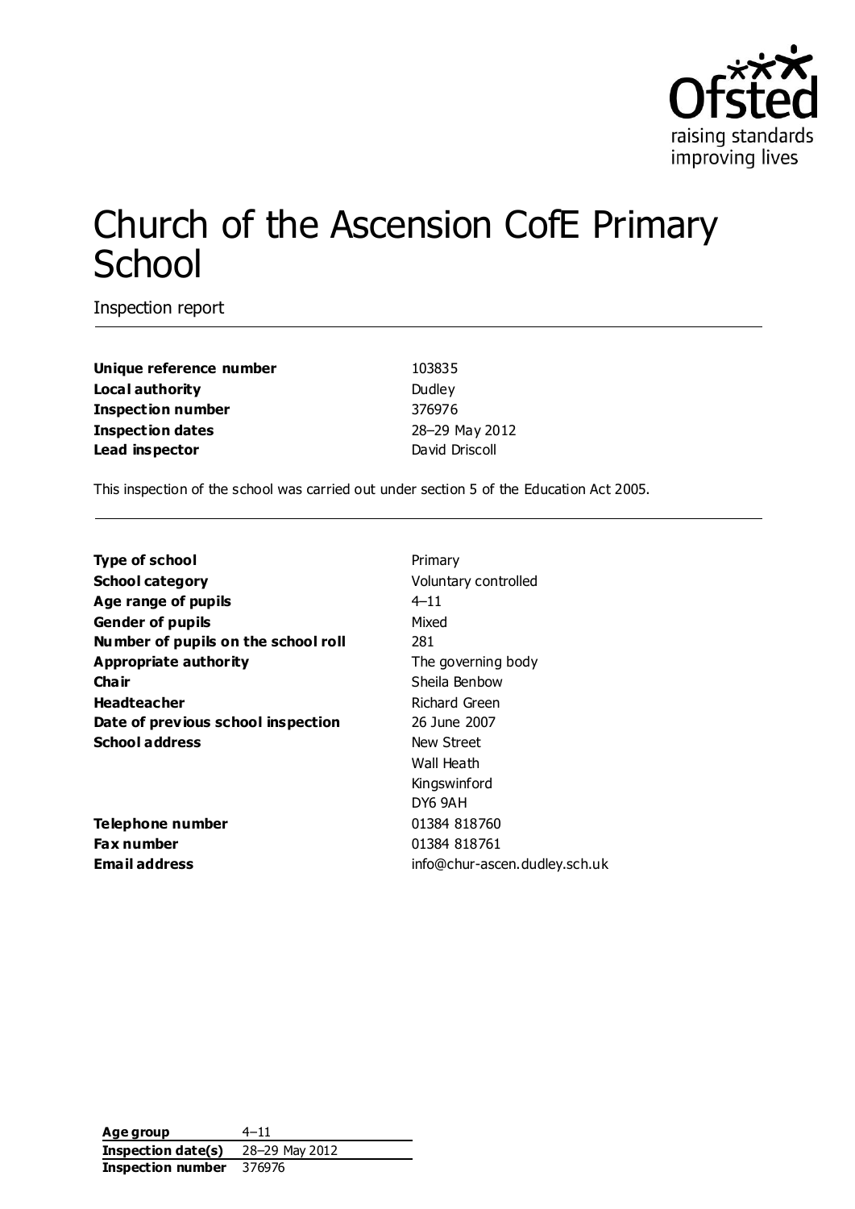Ofsted
raising standards
improving lives

# Church of the Ascension CofE Primary School

Inspection report

| | |
|---|---|
| **Unique reference number** | 103835 |
| **Local authority** | Dudley |
| **Inspection number** | 376976 |
| **Inspection dates** | 28–29 May 2012 |
| **Lead inspector** | David Driscoll |

This inspection of the school was carried out under section 5 of the Education Act 2005.

| | |
|---|---|
| **Type of school** | Primary |
| **School category** | Voluntary controlled |
| **Age range of pupils** | 4–11 |
| **Gender of pupils** | Mixed |
| **Number of pupils on the school roll** | 281 |
| **Appropriate authority** | The governing body |
| **Chair** | Sheila Benbow |
| **Headteacher** | Richard Green |
| **Date of previous school inspection** | 26 June 2007 |
| **School address** | New Street<br>Wall Heath<br>Kingswinford<br>DY6 9AH |
| **Telephone number** | 01384 818760 |
| **Fax number** | 01384 818761 |
| **Email address** | info@chur-ascen.dudley.sch.uk |

| | |
|---|---|
| **Age group** | 4–11 |
| **Inspection date(s)** | 28–29 May 2012 |
| **Inspection number** | 376976 |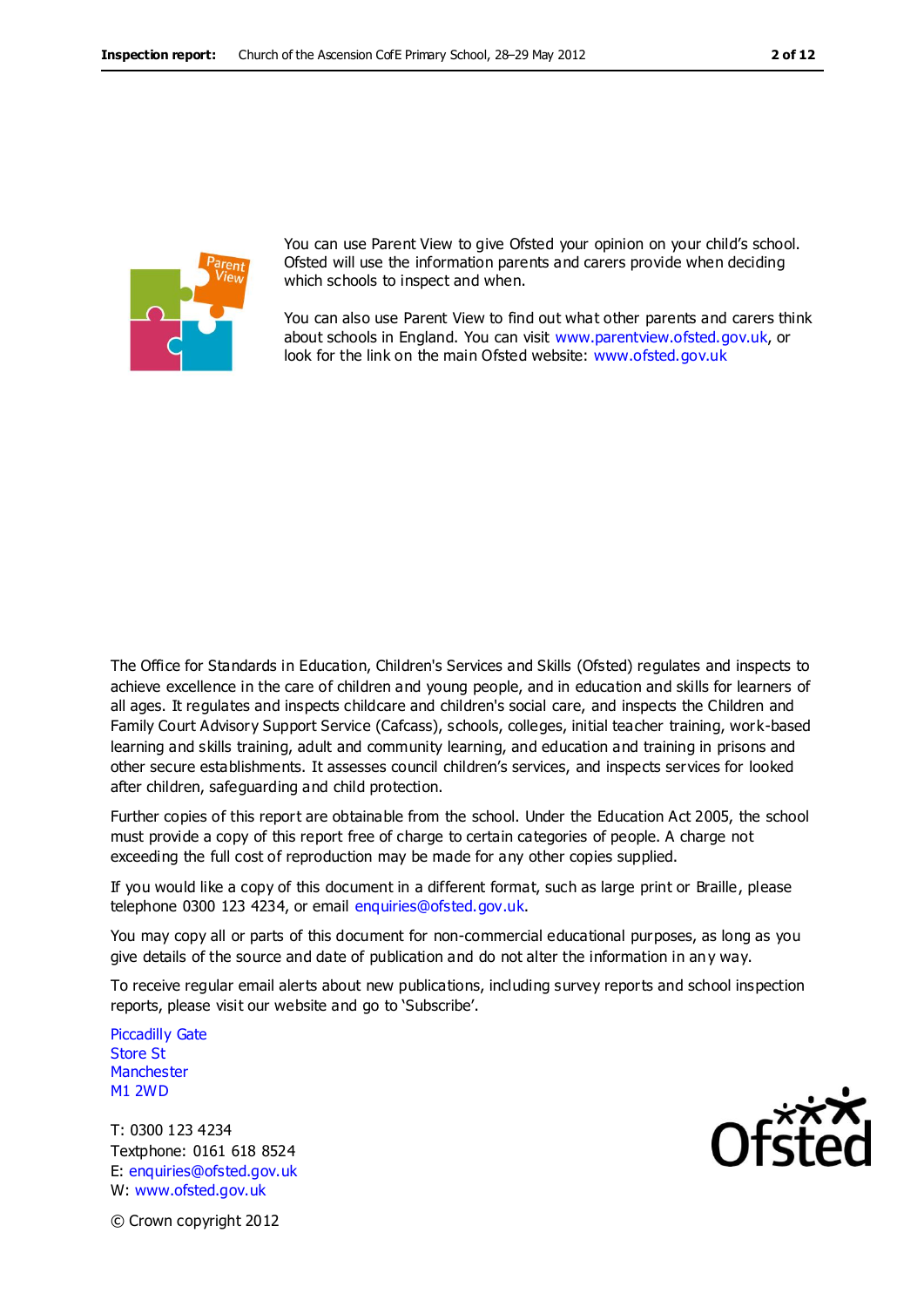You can use Parent View to give Ofsted your opinion on your child's school. Ofsted will use the information parents and carers provide when deciding which schools to inspect and when.

You can also use Parent View to find out what other parents and carers think about schools in England. You can visit www.parentview.ofsted.gov.uk, or look for the link on the main Ofsted website: www.ofsted.gov.uk

The Office for Standards in Education, Children's Services and Skills (Ofsted) regulates and inspects to achieve excellence in the care of children and young people, and in education and skills for learners of all ages. It regulates and inspects childcare and children's social care, and inspects the Children and Family Court Advisory Support Service (Cafcass), schools, colleges, initial teacher training, work-based learning and skills training, adult and community learning, and education and training in prisons and other secure establishments. It assesses council children's services, and inspects services for looked after children, safeguarding and child protection.

Further copies of this report are obtainable from the school. Under the Education Act 2005, the school must provide a copy of this report free of charge to certain categories of people. A charge not exceeding the full cost of reproduction may be made for any other copies supplied.

If you would like a copy of this document in a different format, such as large print or Braille, please telephone 0300 123 4234, or email enquiries@ofsted.gov.uk.

You may copy all or parts of this document for non-commercial educational purposes, as long as you give details of the source and date of publication and do not alter the information in any way.

To receive regular email alerts about new publications, including survey reports and school inspection reports, please visit our website and go to 'Subscribe'.

Piccadilly Gate
Store St
Manchester
M1 2WD

T: 0300 123 4234
Textphone: 0161 618 8524
E: enquiries@ofsted.gov.uk
W: www.ofsted.gov.uk

© Crown copyright 2012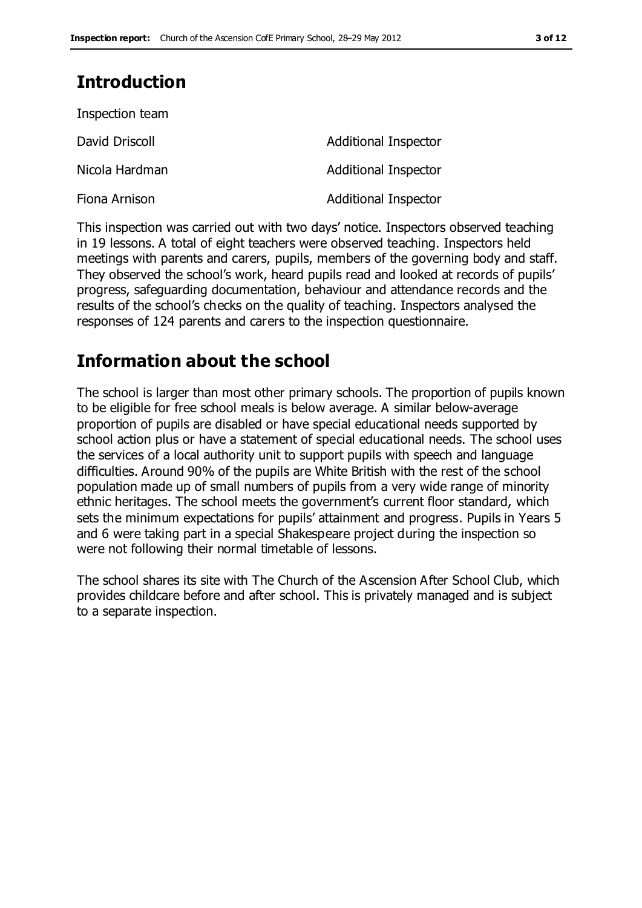# Introduction

Inspection team

| | |
|---|---|
| David Driscoll | Additional Inspector |
| Nicola Hardman | Additional Inspector |
| Fiona Arnison | Additional Inspector |

This inspection was carried out with two days' notice. Inspectors observed teaching in 19 lessons. A total of eight teachers were observed teaching. Inspectors held meetings with parents and carers, pupils, members of the governing body and staff. They observed the school's work, heard pupils read and looked at records of pupils' progress, safeguarding documentation, behaviour and attendance records and the results of the school's checks on the quality of teaching. Inspectors analysed the responses of 124 parents and carers to the inspection questionnaire.

# Information about the school

The school is larger than most other primary schools. The proportion of pupils known to be eligible for free school meals is below average. A similar below-average proportion of pupils are disabled or have special educational needs supported by school action plus or have a statement of special educational needs. The school uses the services of a local authority unit to support pupils with speech and language difficulties. Around 90% of the pupils are White British with the rest of the school population made up of small numbers of pupils from a very wide range of minority ethnic heritages. The school meets the government's current floor standard, which sets the minimum expectations for pupils' attainment and progress. Pupils in Years 5 and 6 were taking part in a special Shakespeare project during the inspection so were not following their normal timetable of lessons.

The school shares its site with The Church of the Ascension After School Club, which provides childcare before and after school. This is privately managed and is subject to a separate inspection.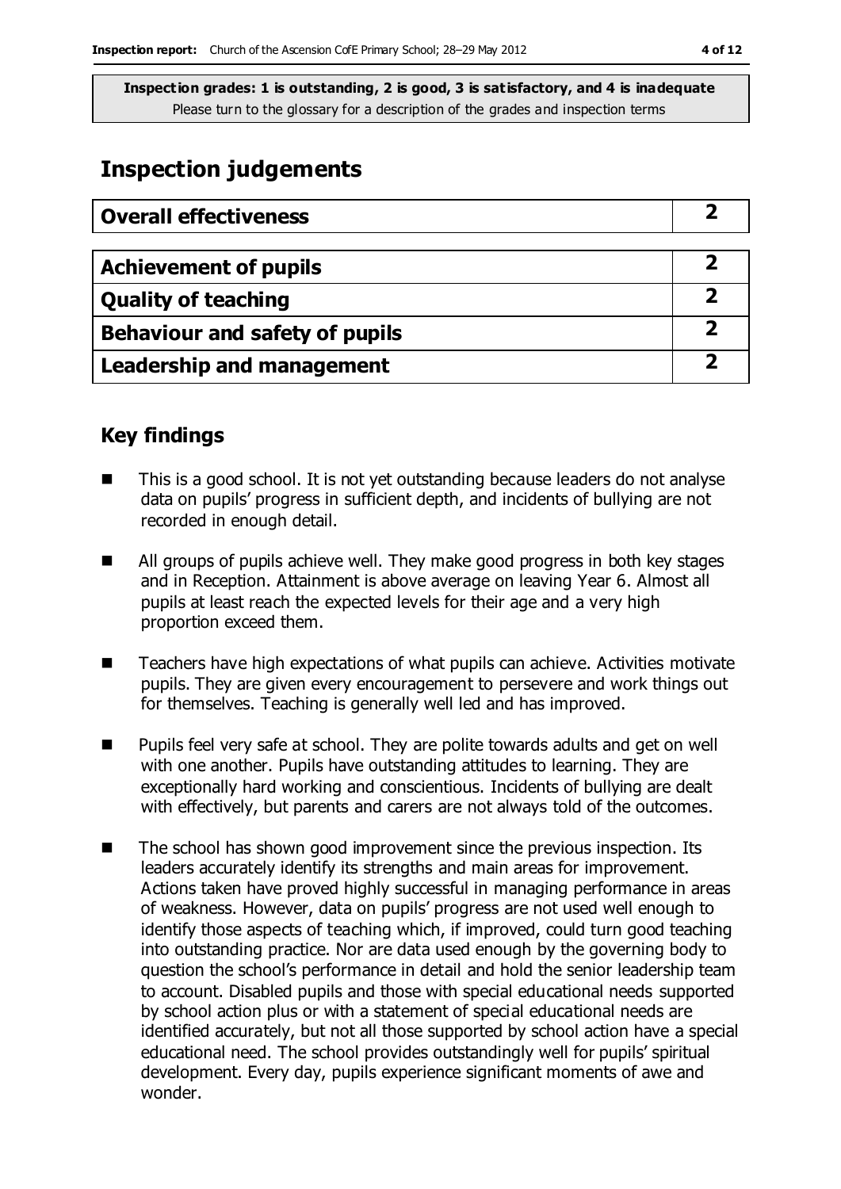**Inspection grades: 1 is outstanding, 2 is good, 3 is satisfactory, and 4 is inadequate**
Please turn to the glossary for a description of the grades and inspection terms

## Inspection judgements

| **Overall effectiveness** | **2** |
|---|---|

| **Achievement of pupils** | **2** |
|---|---|
| **Quality of teaching** | **2** |
| **Behaviour and safety of pupils** | **2** |
| **Leadership and management** | **2** |

### Key findings

- This is a good school. It is not yet outstanding because leaders do not analyse data on pupils' progress in sufficient depth, and incidents of bullying are not recorded in enough detail.
- All groups of pupils achieve well. They make good progress in both key stages and in Reception. Attainment is above average on leaving Year 6. Almost all pupils at least reach the expected levels for their age and a very high proportion exceed them.
- Teachers have high expectations of what pupils can achieve. Activities motivate pupils. They are given every encouragement to persevere and work things out for themselves. Teaching is generally well led and has improved.
- Pupils feel very safe at school. They are polite towards adults and get on well with one another. Pupils have outstanding attitudes to learning. They are exceptionally hard working and conscientious. Incidents of bullying are dealt with effectively, but parents and carers are not always told of the outcomes.
- The school has shown good improvement since the previous inspection. Its leaders accurately identify its strengths and main areas for improvement. Actions taken have proved highly successful in managing performance in areas of weakness. However, data on pupils' progress are not used well enough to identify those aspects of teaching which, if improved, could turn good teaching into outstanding practice. Nor are data used enough by the governing body to question the school's performance in detail and hold the senior leadership team to account. Disabled pupils and those with special educational needs supported by school action plus or with a statement of special educational needs are identified accurately, but not all those supported by school action have a special educational need. The school provides outstandingly well for pupils' spiritual development. Every day, pupils experience significant moments of awe and wonder.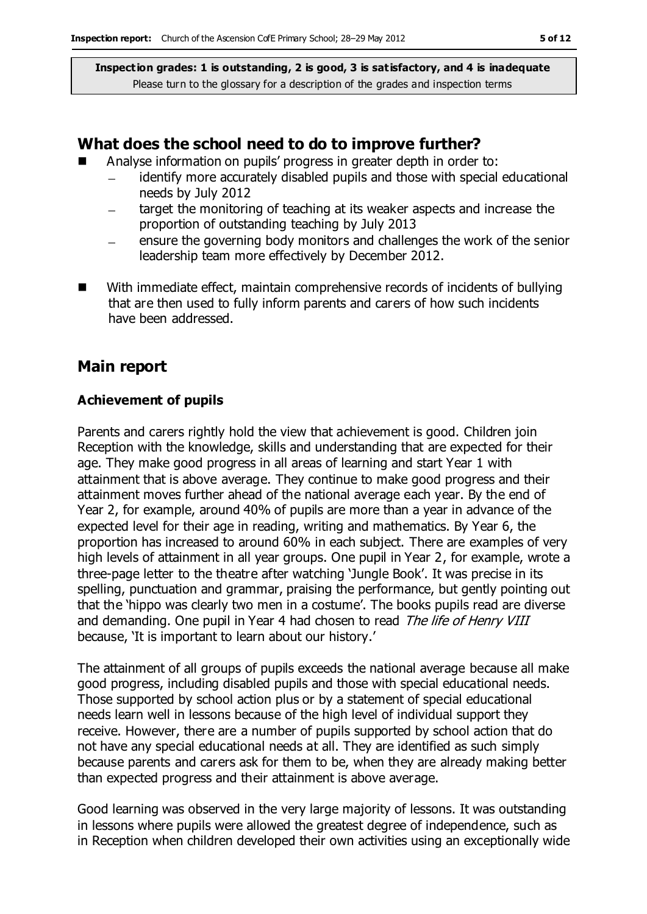**Inspection grades: 1 is outstanding, 2 is good, 3 is satisfactory, and 4 is inadequate**
Please turn to the glossary for a description of the grades and inspection terms

## What does the school need to do to improve further?

- Analyse information on pupils' progress in greater depth in order to:
  - identify more accurately disabled pupils and those with special educational needs by July 2012
  - target the monitoring of teaching at its weaker aspects and increase the proportion of outstanding teaching by July 2013
  - ensure the governing body monitors and challenges the work of the senior leadership team more effectively by December 2012.
- With immediate effect, maintain comprehensive records of incidents of bullying that are then used to fully inform parents and carers of how such incidents have been addressed.

## Main report

### Achievement of pupils

Parents and carers rightly hold the view that achievement is good. Children join Reception with the knowledge, skills and understanding that are expected for their age. They make good progress in all areas of learning and start Year 1 with attainment that is above average. They continue to make good progress and their attainment moves further ahead of the national average each year. By the end of Year 2, for example, around 40% of pupils are more than a year in advance of the expected level for their age in reading, writing and mathematics. By Year 6, the proportion has increased to around 60% in each subject. There are examples of very high levels of attainment in all year groups. One pupil in Year 2, for example, wrote a three-page letter to the theatre after watching 'Jungle Book'. It was precise in its spelling, punctuation and grammar, praising the performance, but gently pointing out that the 'hippo was clearly two men in a costume'. The books pupils read are diverse and demanding. One pupil in Year 4 had chosen to read *The life of Henry VIII* because, 'It is important to learn about our history.'

The attainment of all groups of pupils exceeds the national average because all make good progress, including disabled pupils and those with special educational needs. Those supported by school action plus or by a statement of special educational needs learn well in lessons because of the high level of individual support they receive. However, there are a number of pupils supported by school action that do not have any special educational needs at all. They are identified as such simply because parents and carers ask for them to be, when they are already making better than expected progress and their attainment is above average.

Good learning was observed in the very large majority of lessons. It was outstanding in lessons where pupils were allowed the greatest degree of independence, such as in Reception when children developed their own activities using an exceptionally wide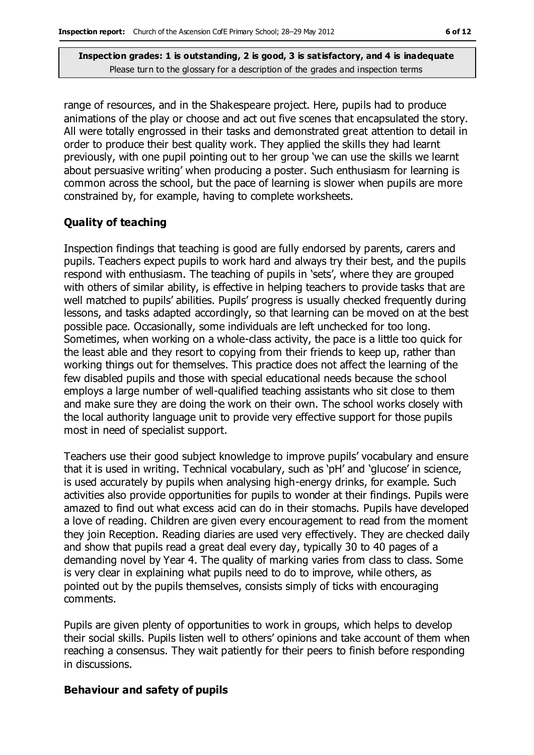range of resources, and in the Shakespeare project. Here, pupils had to produce animations of the play or choose and act out five scenes that encapsulated the story. All were totally engrossed in their tasks and demonstrated great attention to detail in order to produce their best quality work. They applied the skills they had learnt previously, with one pupil pointing out to her group 'we can use the skills we learnt about persuasive writing' when producing a poster. Such enthusiasm for learning is common across the school, but the pace of learning is slower when pupils are more constrained by, for example, having to complete worksheets.

### Quality of teaching

Inspection findings that teaching is good are fully endorsed by parents, carers and pupils. Teachers expect pupils to work hard and always try their best, and the pupils respond with enthusiasm. The teaching of pupils in 'sets', where they are grouped with others of similar ability, is effective in helping teachers to provide tasks that are well matched to pupils' abilities. Pupils' progress is usually checked frequently during lessons, and tasks adapted accordingly, so that learning can be moved on at the best possible pace. Occasionally, some individuals are left unchecked for too long. Sometimes, when working on a whole-class activity, the pace is a little too quick for the least able and they resort to copying from their friends to keep up, rather than working things out for themselves. This practice does not affect the learning of the few disabled pupils and those with special educational needs because the school employs a large number of well-qualified teaching assistants who sit close to them and make sure they are doing the work on their own. The school works closely with the local authority language unit to provide very effective support for those pupils most in need of specialist support.

Teachers use their good subject knowledge to improve pupils' vocabulary and ensure that it is used in writing. Technical vocabulary, such as 'pH' and 'glucose' in science, is used accurately by pupils when analysing high-energy drinks, for example. Such activities also provide opportunities for pupils to wonder at their findings. Pupils were amazed to find out what excess acid can do in their stomachs. Pupils have developed a love of reading. Children are given every encouragement to read from the moment they join Reception. Reading diaries are used very effectively. They are checked daily and show that pupils read a great deal every day, typically 30 to 40 pages of a demanding novel by Year 4. The quality of marking varies from class to class. Some is very clear in explaining what pupils need to do to improve, while others, as pointed out by the pupils themselves, consists simply of ticks with encouraging comments.

Pupils are given plenty of opportunities to work in groups, which helps to develop their social skills. Pupils listen well to others' opinions and take account of them when reaching a consensus. They wait patiently for their peers to finish before responding in discussions.

### Behaviour and safety of pupils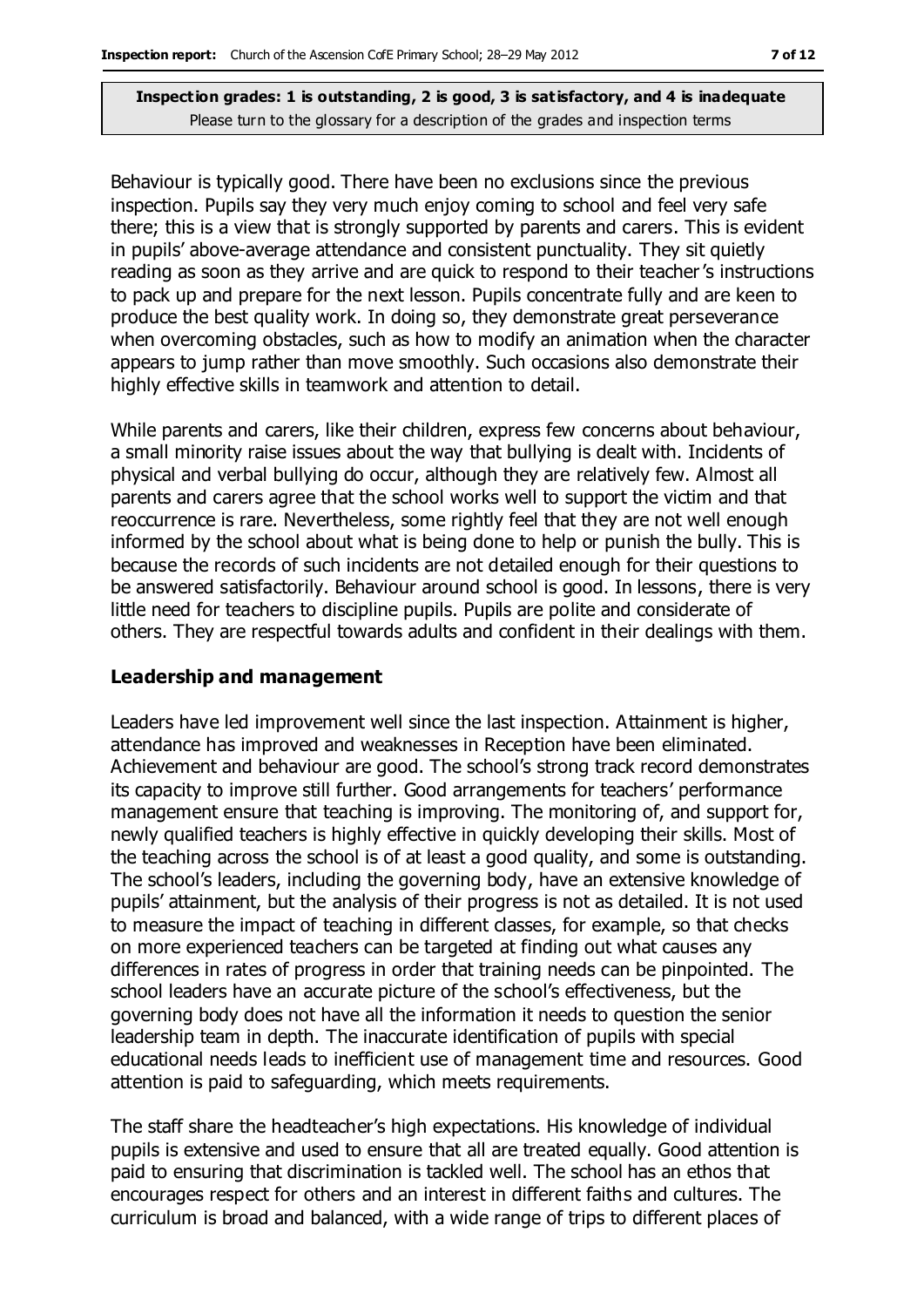**Inspection grades: 1 is outstanding, 2 is good, 3 is satisfactory, and 4 is inadequate**
Please turn to the glossary for a description of the grades and inspection terms

Behaviour is typically good. There have been no exclusions since the previous inspection. Pupils say they very much enjoy coming to school and feel very safe there; this is a view that is strongly supported by parents and carers. This is evident in pupils' above-average attendance and consistent punctuality. They sit quietly reading as soon as they arrive and are quick to respond to their teacher's instructions to pack up and prepare for the next lesson. Pupils concentrate fully and are keen to produce the best quality work. In doing so, they demonstrate great perseverance when overcoming obstacles, such as how to modify an animation when the character appears to jump rather than move smoothly. Such occasions also demonstrate their highly effective skills in teamwork and attention to detail.

While parents and carers, like their children, express few concerns about behaviour, a small minority raise issues about the way that bullying is dealt with. Incidents of physical and verbal bullying do occur, although they are relatively few. Almost all parents and carers agree that the school works well to support the victim and that reoccurrence is rare. Nevertheless, some rightly feel that they are not well enough informed by the school about what is being done to help or punish the bully. This is because the records of such incidents are not detailed enough for their questions to be answered satisfactorily. Behaviour around school is good. In lessons, there is very little need for teachers to discipline pupils. Pupils are polite and considerate of others. They are respectful towards adults and confident in their dealings with them.

### Leadership and management

Leaders have led improvement well since the last inspection. Attainment is higher, attendance has improved and weaknesses in Reception have been eliminated. Achievement and behaviour are good. The school's strong track record demonstrates its capacity to improve still further. Good arrangements for teachers' performance management ensure that teaching is improving. The monitoring of, and support for, newly qualified teachers is highly effective in quickly developing their skills. Most of the teaching across the school is of at least a good quality, and some is outstanding. The school's leaders, including the governing body, have an extensive knowledge of pupils' attainment, but the analysis of their progress is not as detailed. It is not used to measure the impact of teaching in different classes, for example, so that checks on more experienced teachers can be targeted at finding out what causes any differences in rates of progress in order that training needs can be pinpointed. The school leaders have an accurate picture of the school's effectiveness, but the governing body does not have all the information it needs to question the senior leadership team in depth. The inaccurate identification of pupils with special educational needs leads to inefficient use of management time and resources. Good attention is paid to safeguarding, which meets requirements.

The staff share the headteacher's high expectations. His knowledge of individual pupils is extensive and used to ensure that all are treated equally. Good attention is paid to ensuring that discrimination is tackled well. The school has an ethos that encourages respect for others and an interest in different faiths and cultures. The curriculum is broad and balanced, with a wide range of trips to different places of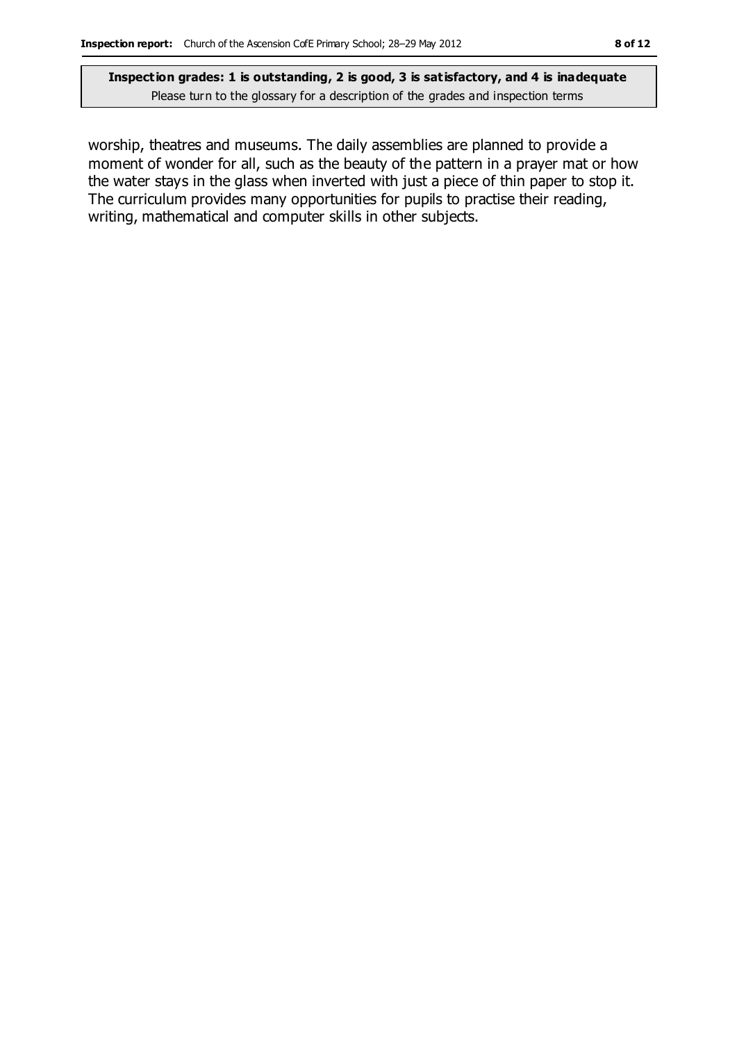worship, theatres and museums. The daily assemblies are planned to provide a moment of wonder for all, such as the beauty of the pattern in a prayer mat or how the water stays in the glass when inverted with just a piece of thin paper to stop it. The curriculum provides many opportunities for pupils to practise their reading, writing, mathematical and computer skills in other subjects.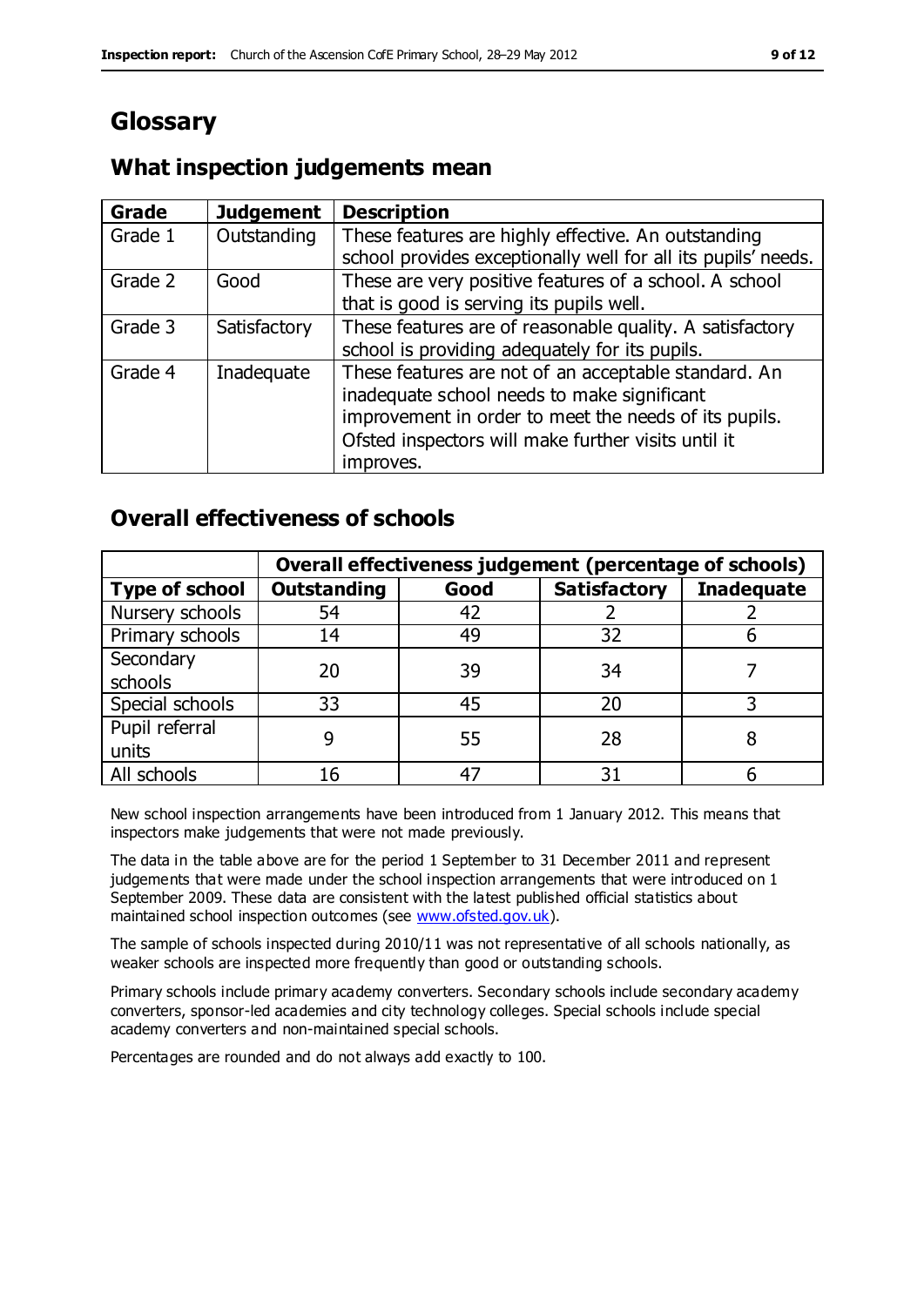# Glossary

## What inspection judgements mean

| Grade | Judgement | Description |
|---|---|---|
| Grade 1 | Outstanding | These features are highly effective. An outstanding school provides exceptionally well for all its pupils' needs. |
| Grade 2 | Good | These are very positive features of a school. A school that is good is serving its pupils well. |
| Grade 3 | Satisfactory | These features are of reasonable quality. A satisfactory school is providing adequately for its pupils. |
| Grade 4 | Inadequate | These features are not of an acceptable standard. An inadequate school needs to make significant improvement in order to meet the needs of its pupils. Ofsted inspectors will make further visits until it improves. |

## Overall effectiveness of schools

| | Overall effectiveness judgement (percentage of schools) | | | |
|---|---|---|---|---|
| **Type of school** | **Outstanding** | **Good** | **Satisfactory** | **Inadequate** |
| Nursery schools | 54 | 42 | 2 | 2 |
| Primary schools | 14 | 49 | 32 | 6 |
| Secondary schools | 20 | 39 | 34 | 7 |
| Special schools | 33 | 45 | 20 | 3 |
| Pupil referral units | 9 | 55 | 28 | 8 |
| All schools | 16 | 47 | 31 | 6 |

New school inspection arrangements have been introduced from 1 January 2012. This means that inspectors make judgements that were not made previously.

The data in the table above are for the period 1 September to 31 December 2011 and represent judgements that were made under the school inspection arrangements that were introduced on 1 September 2009. These data are consistent with the latest published official statistics about maintained school inspection outcomes (see www.ofsted.gov.uk).

The sample of schools inspected during 2010/11 was not representative of all schools nationally, as weaker schools are inspected more frequently than good or outstanding schools.

Primary schools include primary academy converters. Secondary schools include secondary academy converters, sponsor-led academies and city technology colleges. Special schools include special academy converters and non-maintained special schools.

Percentages are rounded and do not always add exactly to 100.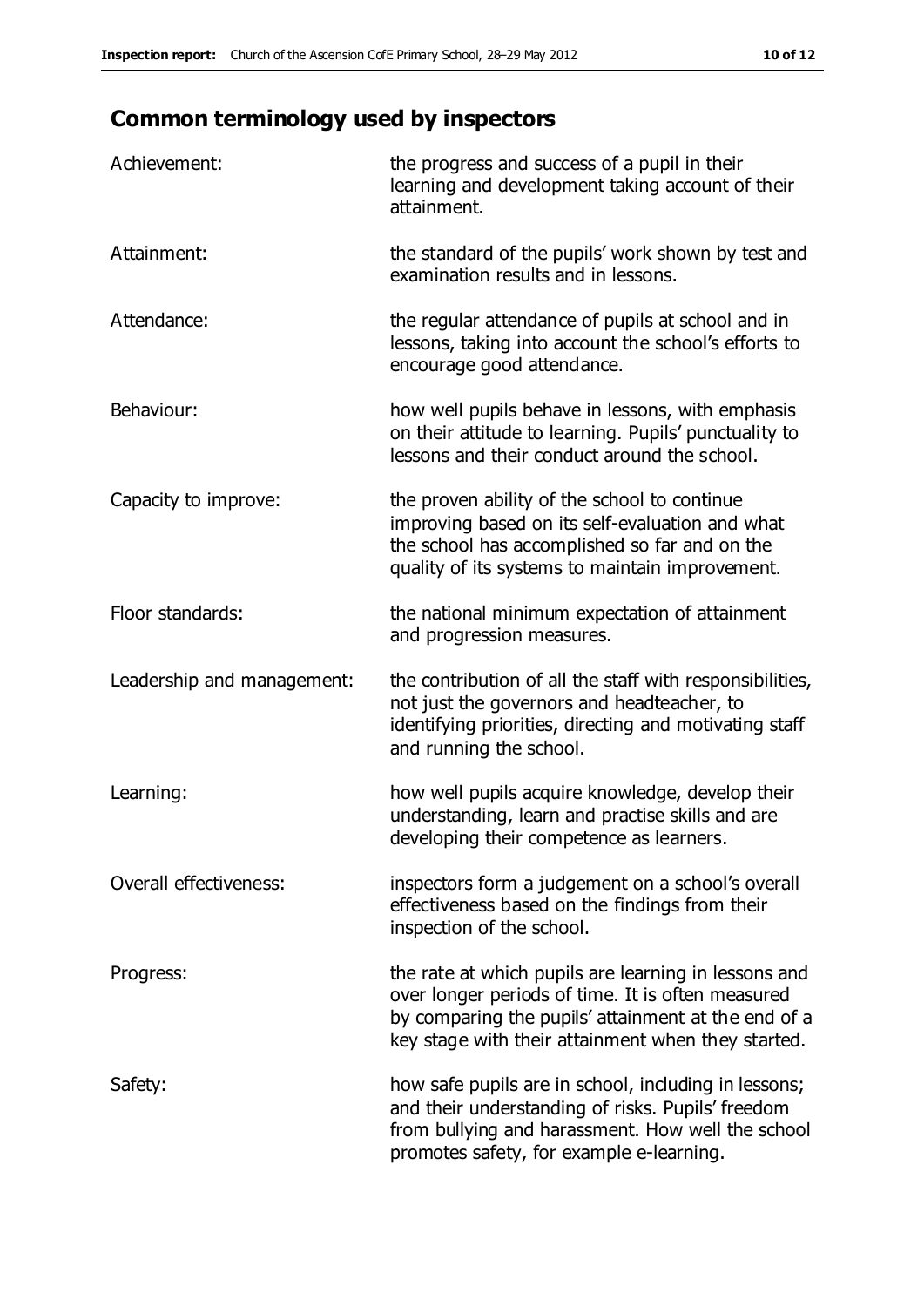## Common terminology used by inspectors

| | |
|---|---|
| Achievement: | the progress and success of a pupil in their learning and development taking account of their attainment. |
| Attainment: | the standard of the pupils' work shown by test and examination results and in lessons. |
| Attendance: | the regular attendance of pupils at school and in lessons, taking into account the school's efforts to encourage good attendance. |
| Behaviour: | how well pupils behave in lessons, with emphasis on their attitude to learning. Pupils' punctuality to lessons and their conduct around the school. |
| Capacity to improve: | the proven ability of the school to continue improving based on its self-evaluation and what the school has accomplished so far and on the quality of its systems to maintain improvement. |
| Floor standards: | the national minimum expectation of attainment and progression measures. |
| Leadership and management: | the contribution of all the staff with responsibilities, not just the governors and headteacher, to identifying priorities, directing and motivating staff and running the school. |
| Learning: | how well pupils acquire knowledge, develop their understanding, learn and practise skills and are developing their competence as learners. |
| Overall effectiveness: | inspectors form a judgement on a school's overall effectiveness based on the findings from their inspection of the school. |
| Progress: | the rate at which pupils are learning in lessons and over longer periods of time. It is often measured by comparing the pupils' attainment at the end of a key stage with their attainment when they started. |
| Safety: | how safe pupils are in school, including in lessons; and their understanding of risks. Pupils' freedom from bullying and harassment. How well the school promotes safety, for example e-learning. |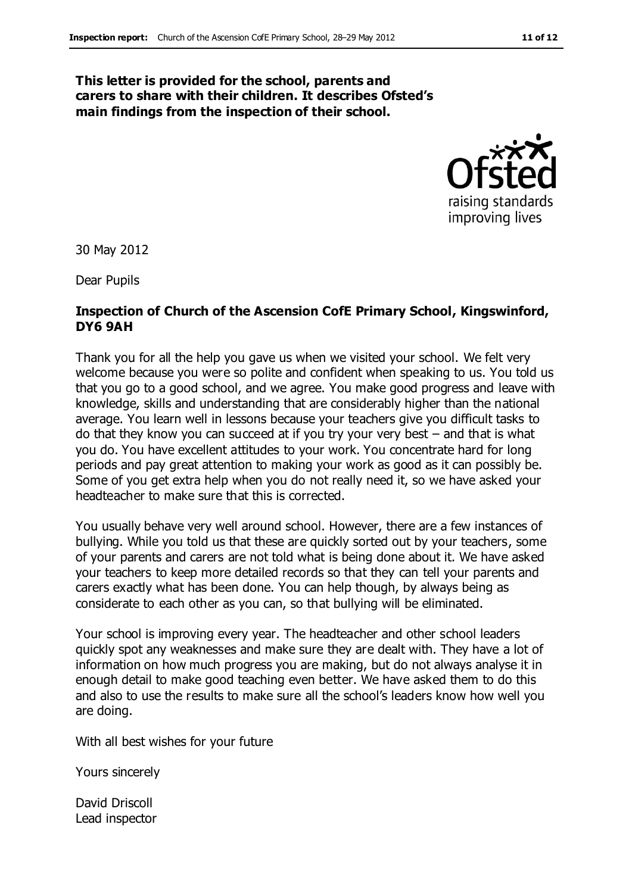**This letter is provided for the school, parents and carers to share with their children. It describes Ofsted's main findings from the inspection of their school.**

30 May 2012

Dear Pupils

**Inspection of Church of the Ascension CofE Primary School, Kingswinford, DY6 9AH**

Thank you for all the help you gave us when we visited your school. We felt very welcome because you were so polite and confident when speaking to us. You told us that you go to a good school, and we agree. You make good progress and leave with knowledge, skills and understanding that are considerably higher than the national average. You learn well in lessons because your teachers give you difficult tasks to do that they know you can succeed at if you try your very best – and that is what you do. You have excellent attitudes to your work. You concentrate hard for long periods and pay great attention to making your work as good as it can possibly be. Some of you get extra help when you do not really need it, so we have asked your headteacher to make sure that this is corrected.

You usually behave very well around school. However, there are a few instances of bullying. While you told us that these are quickly sorted out by your teachers, some of your parents and carers are not told what is being done about it. We have asked your teachers to keep more detailed records so that they can tell your parents and carers exactly what has been done. You can help though, by always being as considerate to each other as you can, so that bullying will be eliminated.

Your school is improving every year. The headteacher and other school leaders quickly spot any weaknesses and make sure they are dealt with. They have a lot of information on how much progress you are making, but do not always analyse it in enough detail to make good teaching even better. We have asked them to do this and also to use the results to make sure all the school's leaders know how well you are doing.

With all best wishes for your future

Yours sincerely

David Driscoll
Lead inspector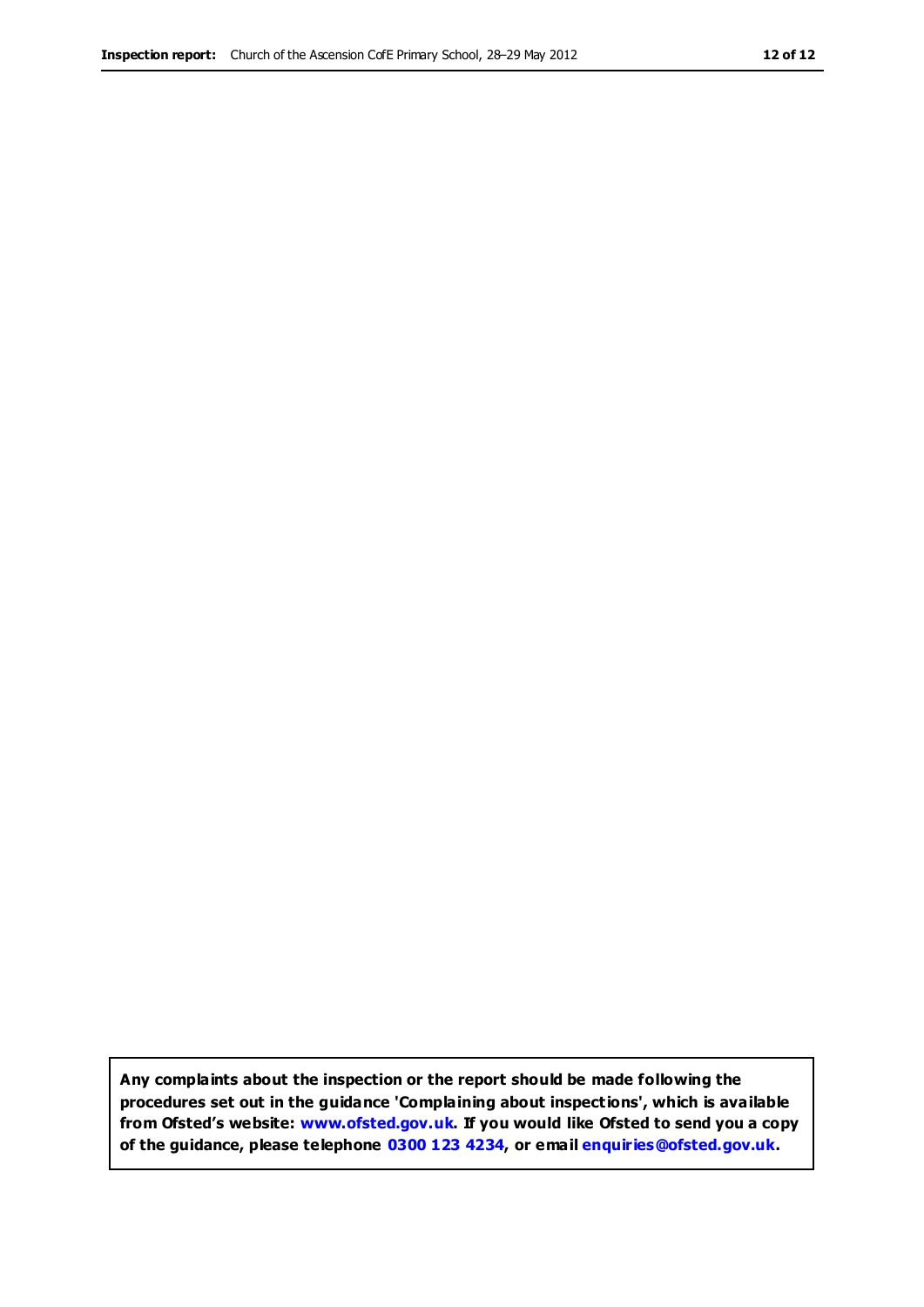**Any complaints about the inspection or the report should be made following the procedures set out in the guidance 'Complaining about inspections', which is available from Ofsted's website: www.ofsted.gov.uk. If you would like Ofsted to send you a copy of the guidance, please telephone 0300 123 4234, or email enquiries@ofsted.gov.uk.**